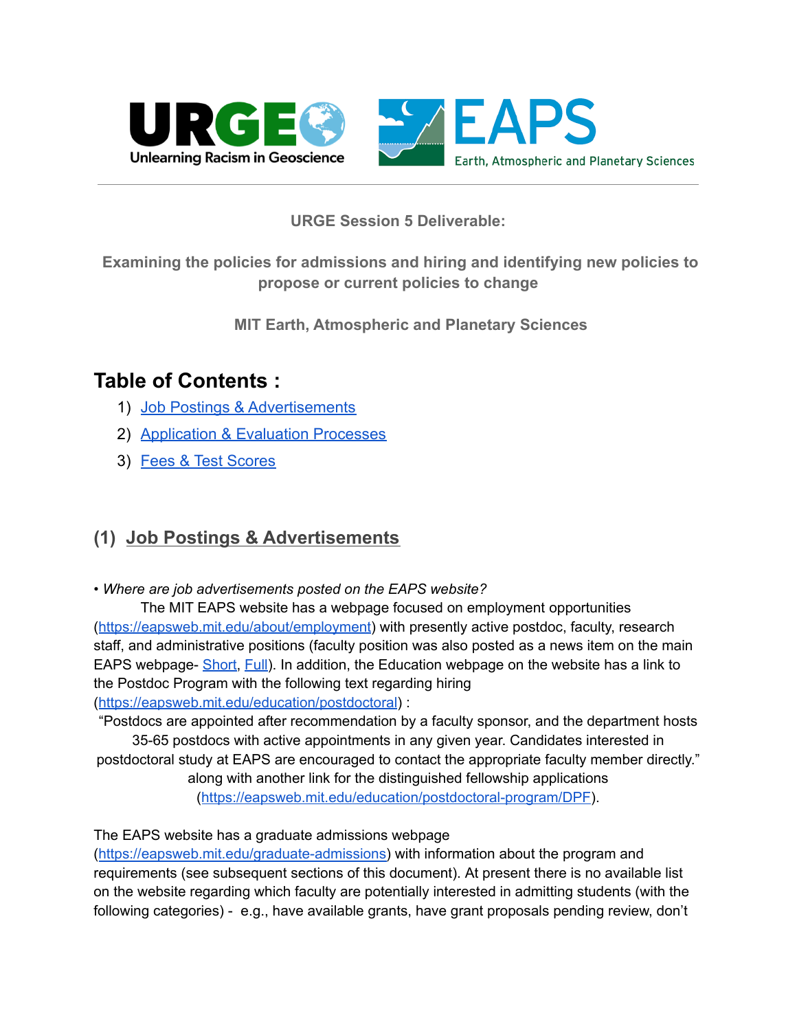URGE Unlearning Racism in Geoscience | EAPS Earth, Atmospheric and Planetary Sciences

---

**URGE Session 5 Deliverable:**

**Examining the policies for admissions and hiring and identifying new policies to propose or current policies to change**

**MIT Earth, Atmospheric and Planetary Sciences**

# Table of Contents :

1) [Job Postings & Advertisements](#)
2) [Application & Evaluation Processes](#)
3) [Fees & Test Scores](#)

## (1) Job Postings & Advertisements

• *Where are job advertisements posted on the EAPS website?*

The MIT EAPS website has a webpage focused on employment opportunities (https://eapsweb.mit.edu/about/employment) with presently active postdoc, faculty, research staff, and administrative positions (faculty position was also posted as a news item on the main EAPS webpage- [Short](#), [Full](#)). In addition, the Education webpage on the website has a link to the Postdoc Program with the following text regarding hiring (https://eapsweb.mit.edu/education/postdoctoral) :

"Postdocs are appointed after recommendation by a faculty sponsor, and the department hosts 35-65 postdocs with active appointments in any given year. Candidates interested in postdoctoral study at EAPS are encouraged to contact the appropriate faculty member directly." along with another link for the distinguished fellowship applications (https://eapsweb.mit.edu/education/postdoctoral-program/DPF).

The EAPS website has a graduate admissions webpage (https://eapsweb.mit.edu/graduate-admissions) with information about the program and requirements (see subsequent sections of this document). At present there is no available list on the website regarding which faculty are potentially interested in admitting students (with the following categories) - e.g., have available grants, have grant proposals pending review, don't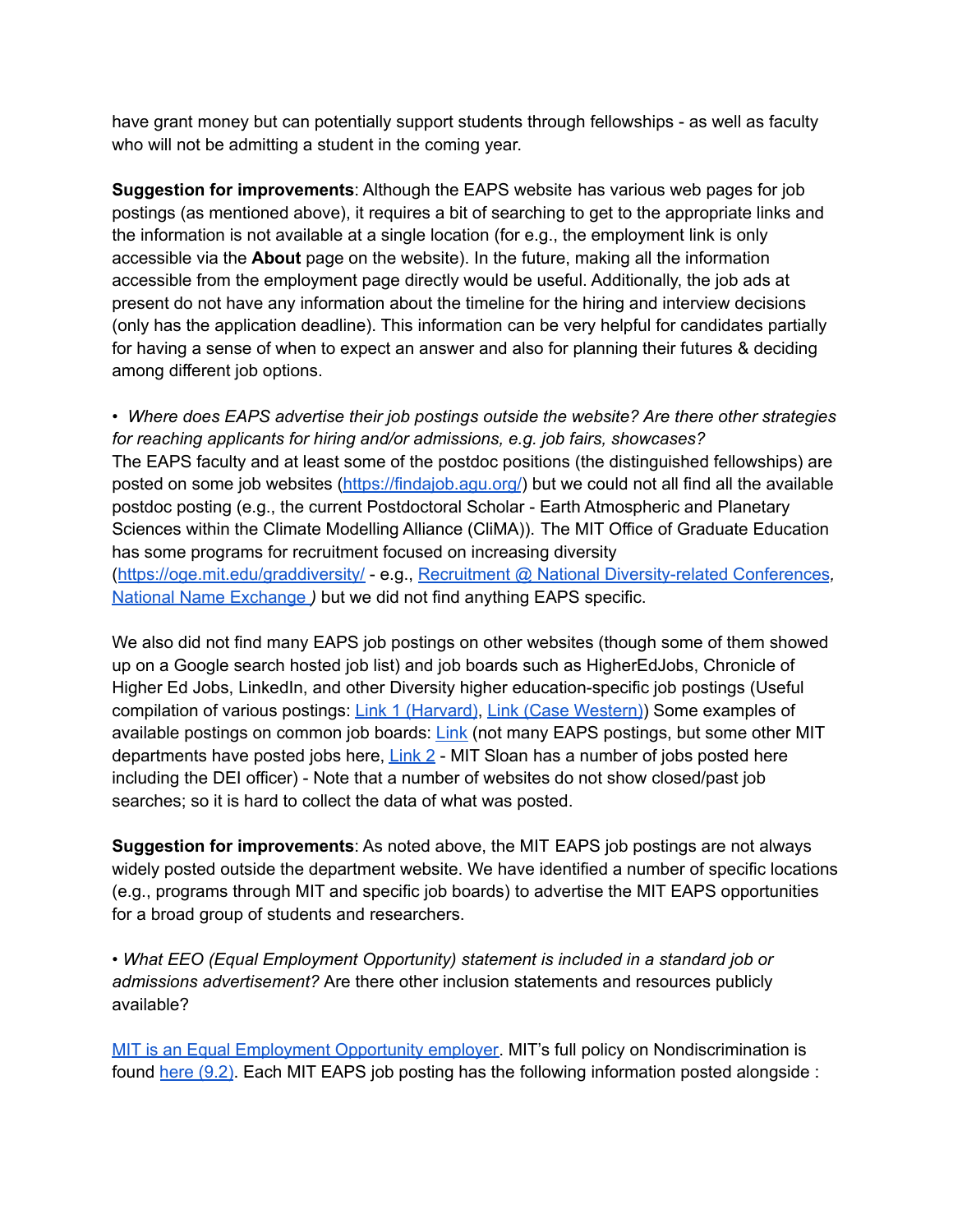have grant money but can potentially support students through fellowships - as well as faculty who will not be admitting a student in the coming year.

**Suggestion for improvements**: Although the EAPS website has various web pages for job postings (as mentioned above), it requires a bit of searching to get to the appropriate links and the information is not available at a single location (for e.g., the employment link is only accessible via the **About** page on the website). In the future, making all the information accessible from the employment page directly would be useful. Additionally, the job ads at present do not have any information about the timeline for the hiring and interview decisions (only has the application deadline). This information can be very helpful for candidates partially for having a sense of when to expect an answer and also for planning their futures & deciding among different job options.

• *Where does EAPS advertise their job postings outside the website? Are there other strategies for reaching applicants for hiring and/or admissions, e.g. job fairs, showcases?*
The EAPS faculty and at least some of the postdoc positions (the distinguished fellowships) are posted on some job websites (https://findajob.agu.org/) but we could not all find all the available postdoc posting (e.g., the current Postdoctoral Scholar - Earth Atmospheric and Planetary Sciences within the Climate Modelling Alliance (CliMA)). The MIT Office of Graduate Education has some programs for recruitment focused on increasing diversity (https://oge.mit.edu/graddiversity/ - e.g., Recruitment @ National Diversity-related Conferences*,* National Name Exchange *)* but we did not find anything EAPS specific.

We also did not find many EAPS job postings on other websites (though some of them showed up on a Google search hosted job list) and job boards such as HigherEdJobs, Chronicle of Higher Ed Jobs, LinkedIn, and other Diversity higher education-specific job postings (Useful compilation of various postings: Link 1 (Harvard), Link (Case Western)) Some examples of available postings on common job boards: Link (not many EAPS postings, but some other MIT departments have posted jobs here, Link 2 - MIT Sloan has a number of jobs posted here including the DEI officer) - Note that a number of websites do not show closed/past job searches; so it is hard to collect the data of what was posted.

**Suggestion for improvements**: As noted above, the MIT EAPS job postings are not always widely posted outside the department website. We have identified a number of specific locations (e.g., programs through MIT and specific job boards) to advertise the MIT EAPS opportunities for a broad group of students and researchers.

• *What EEO (Equal Employment Opportunity) statement is included in a standard job or admissions advertisement?* Are there other inclusion statements and resources publicly available?

MIT is an Equal Employment Opportunity employer. MIT's full policy on Nondiscrimination is found here (9.2). Each MIT EAPS job posting has the following information posted alongside :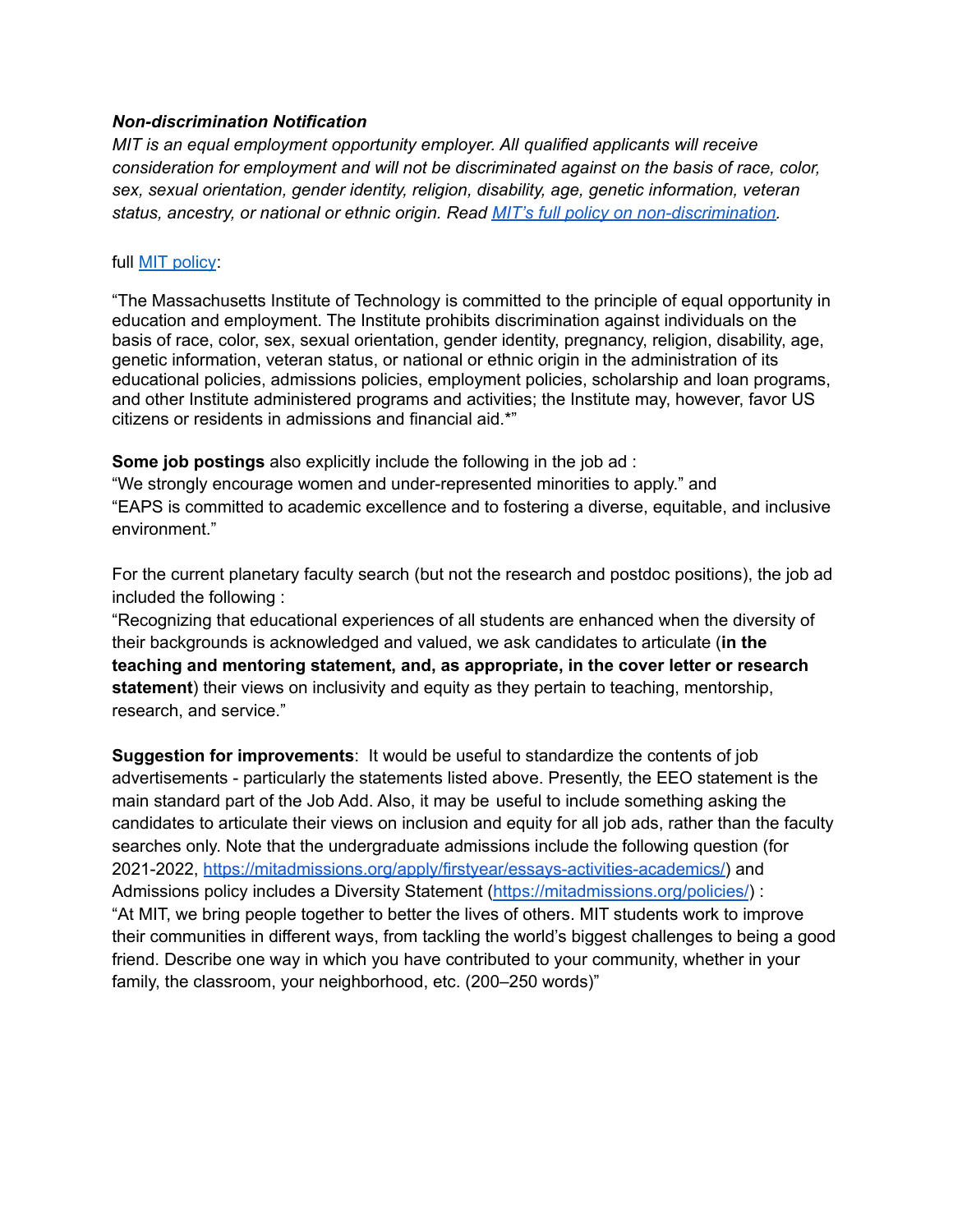***Non-discrimination Notification***

*MIT is an equal employment opportunity employer. All qualified applicants will receive consideration for employment and will not be discriminated against on the basis of race, color, sex, sexual orientation, gender identity, religion, disability, age, genetic information, veteran status, ancestry, or national or ethnic origin. Read [MIT's full policy on non-discrimination](#).*

full [MIT policy](#):

"The Massachusetts Institute of Technology is committed to the principle of equal opportunity in education and employment. The Institute prohibits discrimination against individuals on the basis of race, color, sex, sexual orientation, gender identity, pregnancy, religion, disability, age, genetic information, veteran status, or national or ethnic origin in the administration of its educational policies, admissions policies, employment policies, scholarship and loan programs, and other Institute administered programs and activities; the Institute may, however, favor US citizens or residents in admissions and financial aid.*"

**Some job postings** also explicitly include the following in the job ad :
"We strongly encourage women and under-represented minorities to apply." and
"EAPS is committed to academic excellence and to fostering a diverse, equitable, and inclusive environment."

For the current planetary faculty search (but not the research and postdoc positions), the job ad included the following :
"Recognizing that educational experiences of all students are enhanced when the diversity of their backgrounds is acknowledged and valued, we ask candidates to articulate (**in the teaching and mentoring statement, and, as appropriate, in the cover letter or research statement**) their views on inclusivity and equity as they pertain to teaching, mentorship, research, and service."

**Suggestion for improvements**: It would be useful to standardize the contents of job advertisements - particularly the statements listed above. Presently, the EEO statement is the main standard part of the Job Add. Also, it may be useful to include something asking the candidates to articulate their views on inclusion and equity for all job ads, rather than the faculty searches only. Note that the undergraduate admissions include the following question (for 2021-2022, https://mitadmissions.org/apply/firstyear/essays-activities-academics/) and Admissions policy includes a Diversity Statement (https://mitadmissions.org/policies/) :
"At MIT, we bring people together to better the lives of others. MIT students work to improve their communities in different ways, from tackling the world's biggest challenges to being a good friend. Describe one way in which you have contributed to your community, whether in your family, the classroom, your neighborhood, etc. (200–250 words)"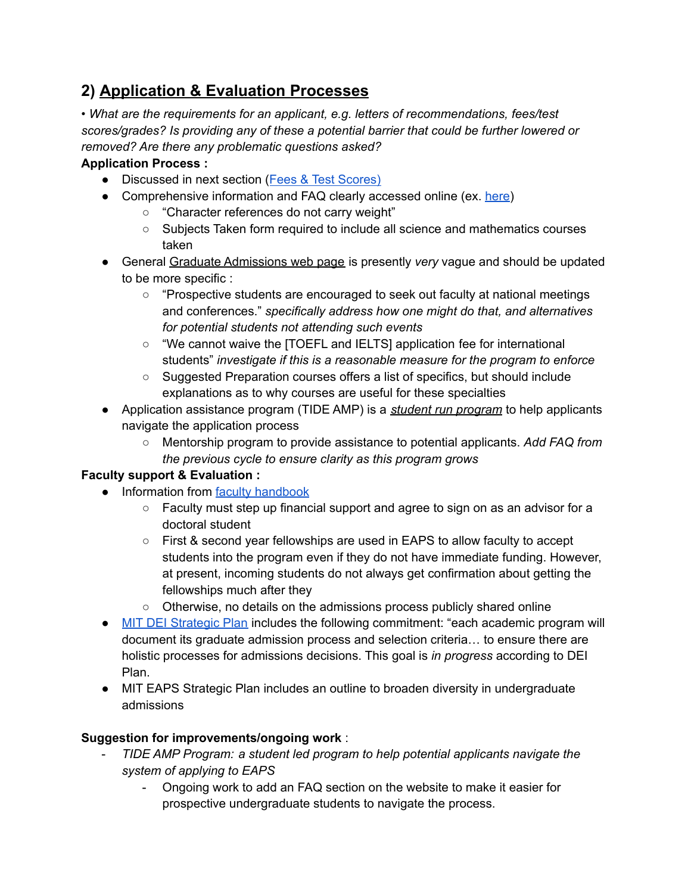## 2) Application & Evaluation Processes

*• What are the requirements for an applicant, e.g. letters of recommendations, fees/test scores/grades? Is providing any of these a potential barrier that could be further lowered or removed? Are there any problematic questions asked?*

**Application Process :**

- Discussed in next section (Fees & Test Scores)
- Comprehensive information and FAQ clearly accessed online (ex. here)
  - "Character references do not carry weight"
  - Subjects Taken form required to include all science and mathematics courses taken
- General Graduate Admissions web page is presently *very* vague and should be updated to be more specific :
  - "Prospective students are encouraged to seek out faculty at national meetings and conferences." *specifically address how one might do that, and alternatives for potential students not attending such events*
  - "We cannot waive the [TOEFL and IELTS] application fee for international students" *investigate if this is a reasonable measure for the program to enforce*
  - Suggested Preparation courses offers a list of specifics, but should include explanations as to why courses are useful for these specialties
- Application assistance program (TIDE AMP) is a ***student run program*** to help applicants navigate the application process
  - Mentorship program to provide assistance to potential applicants. *Add FAQ from the previous cycle to ensure clarity as this program grows*

**Faculty support & Evaluation :**

- Information from faculty handbook
  - Faculty must step up financial support and agree to sign on as an advisor for a doctoral student
  - First & second year fellowships are used in EAPS to allow faculty to accept students into the program even if they do not have immediate funding. However, at present, incoming students do not always get confirmation about getting the fellowships much after they
  - Otherwise, no details on the admissions process publicly shared online
- MIT DEI Strategic Plan includes the following commitment: "each academic program will document its graduate admission process and selection criteria… to ensure there are holistic processes for admissions decisions. This goal is *in progress* according to DEI Plan.
- MIT EAPS Strategic Plan includes an outline to broaden diversity in undergraduate admissions

**Suggestion for improvements/ongoing work** :

- *TIDE AMP Program: a student led program to help potential applicants navigate the system of applying to EAPS*
  - Ongoing work to add an FAQ section on the website to make it easier for prospective undergraduate students to navigate the process.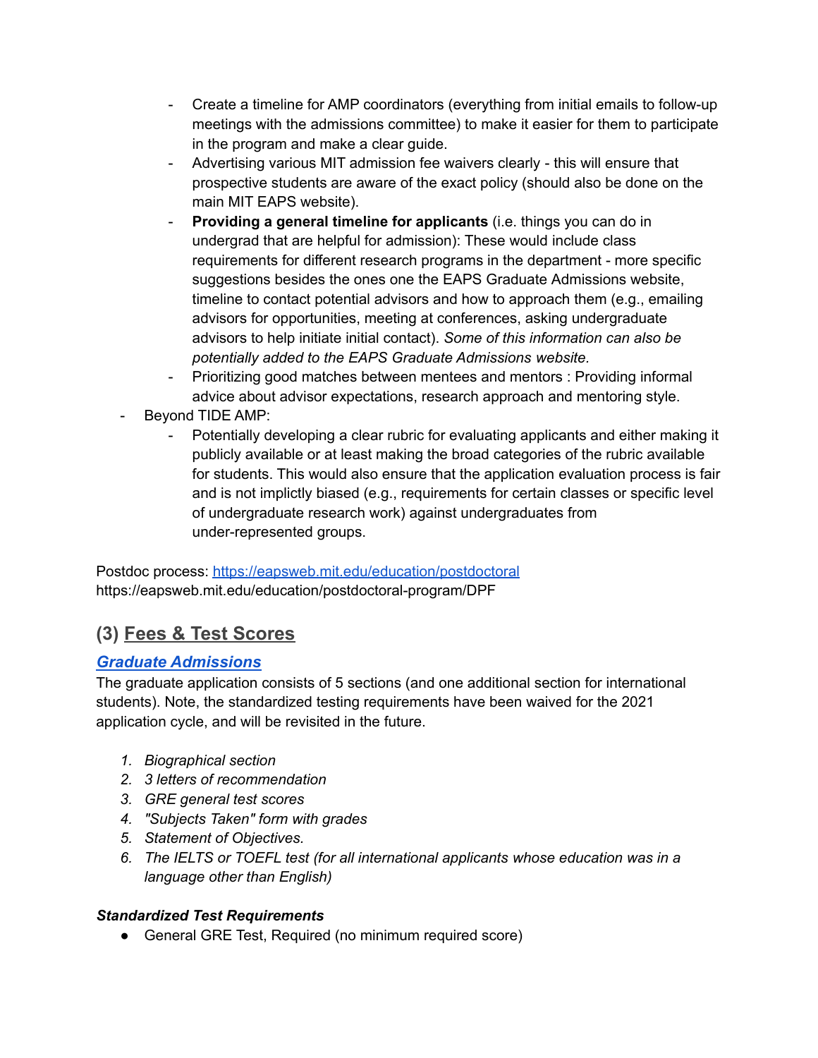- Create a timeline for AMP coordinators (everything from initial emails to follow-up meetings with the admissions committee) to make it easier for them to participate in the program and make a clear guide.
    - Advertising various MIT admission fee waivers clearly - this will ensure that prospective students are aware of the exact policy (should also be done on the main MIT EAPS website).
    - **Providing a general timeline for applicants** (i.e. things you can do in undergrad that are helpful for admission): These would include class requirements for different research programs in the department - more specific suggestions besides the ones one the EAPS Graduate Admissions website, timeline to contact potential advisors and how to approach them (e.g., emailing advisors for opportunities, meeting at conferences, asking undergraduate advisors to help initiate initial contact). *Some of this information can also be potentially added to the EAPS Graduate Admissions website.*
    - Prioritizing good matches between mentees and mentors : Providing informal advice about advisor expectations, research approach and mentoring style.
- Beyond TIDE AMP:
    - Potentially developing a clear rubric for evaluating applicants and either making it publicly available or at least making the broad categories of the rubric available for students. This would also ensure that the application evaluation process is fair and is not implictly biased (e.g., requirements for certain classes or specific level of undergraduate research work) against undergraduates from under-represented groups.

Postdoc process: [https://eapsweb.mit.edu/education/postdoctoral](https://eapsweb.mit.edu/education/postdoctoral)
https://eapsweb.mit.edu/education/postdoctoral-program/DPF

## (3) Fees & Test Scores

### *Graduate Admissions*

The graduate application consists of 5 sections (and one additional section for international students). Note, the standardized testing requirements have been waived for the 2021 application cycle, and will be revisited in the future.

1. *Biographical section*
2. *3 letters of recommendation*
3. *GRE general test scores*
4. *"Subjects Taken" form with grades*
5. *Statement of Objectives.*
6. *The IELTS or TOEFL test (for all international applicants whose education was in a language other than English)*

***Standardized Test Requirements***

- General GRE Test, Required (no minimum required score)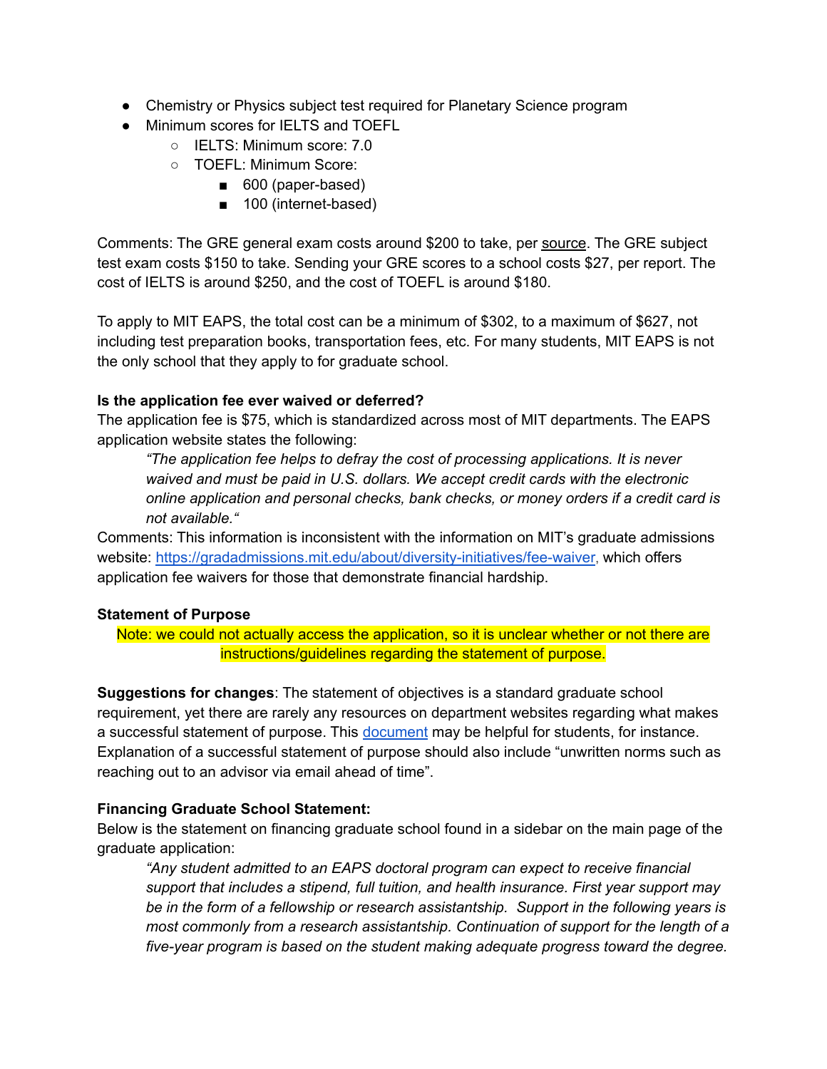- Chemistry or Physics subject test required for Planetary Science program
- Minimum scores for IELTS and TOEFL
  - IELTS: Minimum score: 7.0
  - TOEFL: Minimum Score:
    - 600 (paper-based)
    - 100 (internet-based)

Comments: The GRE general exam costs around $200 to take, per source. The GRE subject test exam costs $150 to take. Sending your GRE scores to a school costs $27, per report. The cost of IELTS is around $250, and the cost of TOEFL is around $180.

To apply to MIT EAPS, the total cost can be a minimum of $302, to a maximum of $627, not including test preparation books, transportation fees, etc. For many students, MIT EAPS is not the only school that they apply to for graduate school.

**Is the application fee ever waived or deferred?**

The application fee is $75, which is standardized across most of MIT departments. The EAPS application website states the following:

> *"The application fee helps to defray the cost of processing applications. It is never waived and must be paid in U.S. dollars. We accept credit cards with the electronic online application and personal checks, bank checks, or money orders if a credit card is not available."*

Comments: This information is inconsistent with the information on MIT's graduate admissions website: https://gradadmissions.mit.edu/about/diversity-initiatives/fee-waiver, which offers application fee waivers for those that demonstrate financial hardship.

**Statement of Purpose**

Note: we could not actually access the application, so it is unclear whether or not there are instructions/guidelines regarding the statement of purpose.

**Suggestions for changes**: The statement of objectives is a standard graduate school requirement, yet there are rarely any resources on department websites regarding what makes a successful statement of purpose. This document may be helpful for students, for instance. Explanation of a successful statement of purpose should also include "unwritten norms such as reaching out to an advisor via email ahead of time".

**Financing Graduate School Statement:**

Below is the statement on financing graduate school found in a sidebar on the main page of the graduate application:

> *"Any student admitted to an EAPS doctoral program can expect to receive financial support that includes a stipend, full tuition, and health insurance. First year support may be in the form of a fellowship or research assistantship. Support in the following years is most commonly from a research assistantship. Continuation of support for the length of a five-year program is based on the student making adequate progress toward the degree.*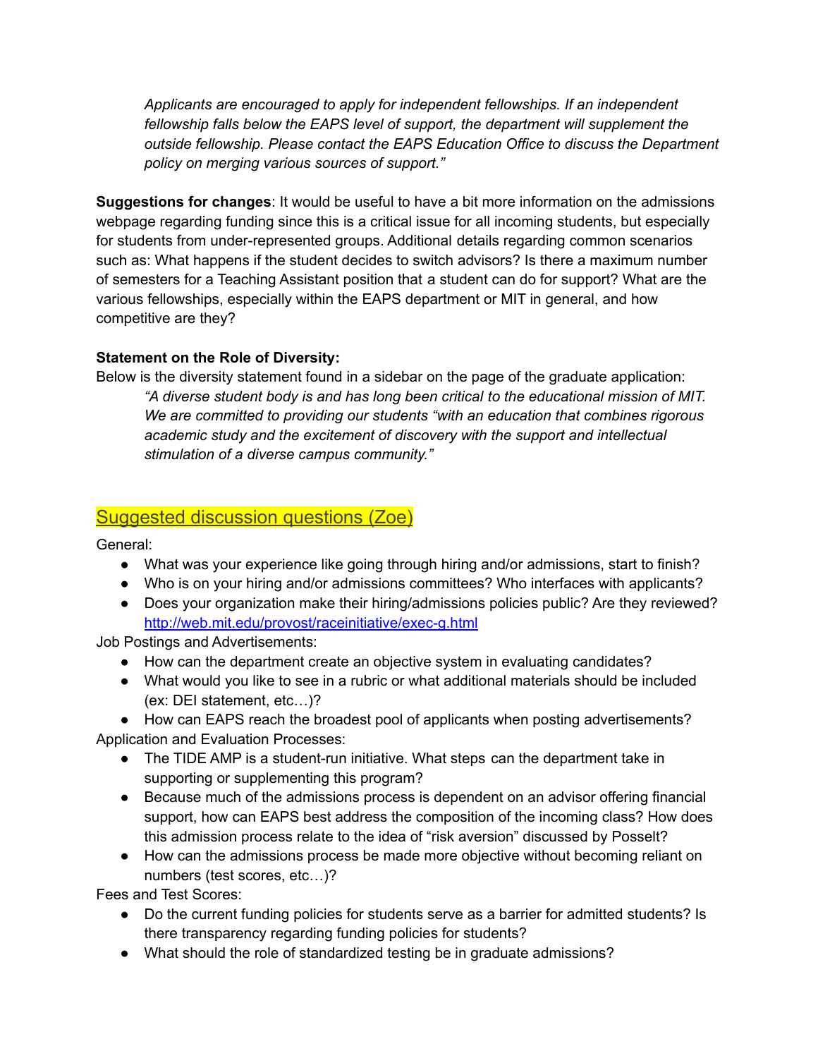*Applicants are encouraged to apply for independent fellowships. If an independent fellowship falls below the EAPS level of support, the department will supplement the outside fellowship. Please contact the EAPS Education Office to discuss the Department policy on merging various sources of support."*

**Suggestions for changes**: It would be useful to have a bit more information on the admissions webpage regarding funding since this is a critical issue for all incoming students, but especially for students from under-represented groups. Additional details regarding common scenarios such as: What happens if the student decides to switch advisors? Is there a maximum number of semesters for a Teaching Assistant position that a student can do for support? What are the various fellowships, especially within the EAPS department or MIT in general, and how competitive are they?

**Statement on the Role of Diversity:**

Below is the diversity statement found in a sidebar on the page of the graduate application:

> *"A diverse student body is and has long been critical to the educational mission of MIT. We are committed to providing our students "with an education that combines rigorous academic study and the excitement of discovery with the support and intellectual stimulation of a diverse campus community."*

## Suggested discussion questions (Zoe)

General:

- What was your experience like going through hiring and/or admissions, start to finish?
- Who is on your hiring and/or admissions committees? Who interfaces with applicants?
- Does your organization make their hiring/admissions policies public? Are they reviewed? http://web.mit.edu/provost/raceinitiative/exec-g.html

Job Postings and Advertisements:

- How can the department create an objective system in evaluating candidates?
- What would you like to see in a rubric or what additional materials should be included (ex: DEI statement, etc…)?
- How can EAPS reach the broadest pool of applicants when posting advertisements?

Application and Evaluation Processes:

- The TIDE AMP is a student-run initiative. What steps can the department take in supporting or supplementing this program?
- Because much of the admissions process is dependent on an advisor offering financial support, how can EAPS best address the composition of the incoming class? How does this admission process relate to the idea of "risk aversion" discussed by Posselt?
- How can the admissions process be made more objective without becoming reliant on numbers (test scores, etc…)?

Fees and Test Scores:

- Do the current funding policies for students serve as a barrier for admitted students? Is there transparency regarding funding policies for students?
- What should the role of standardized testing be in graduate admissions?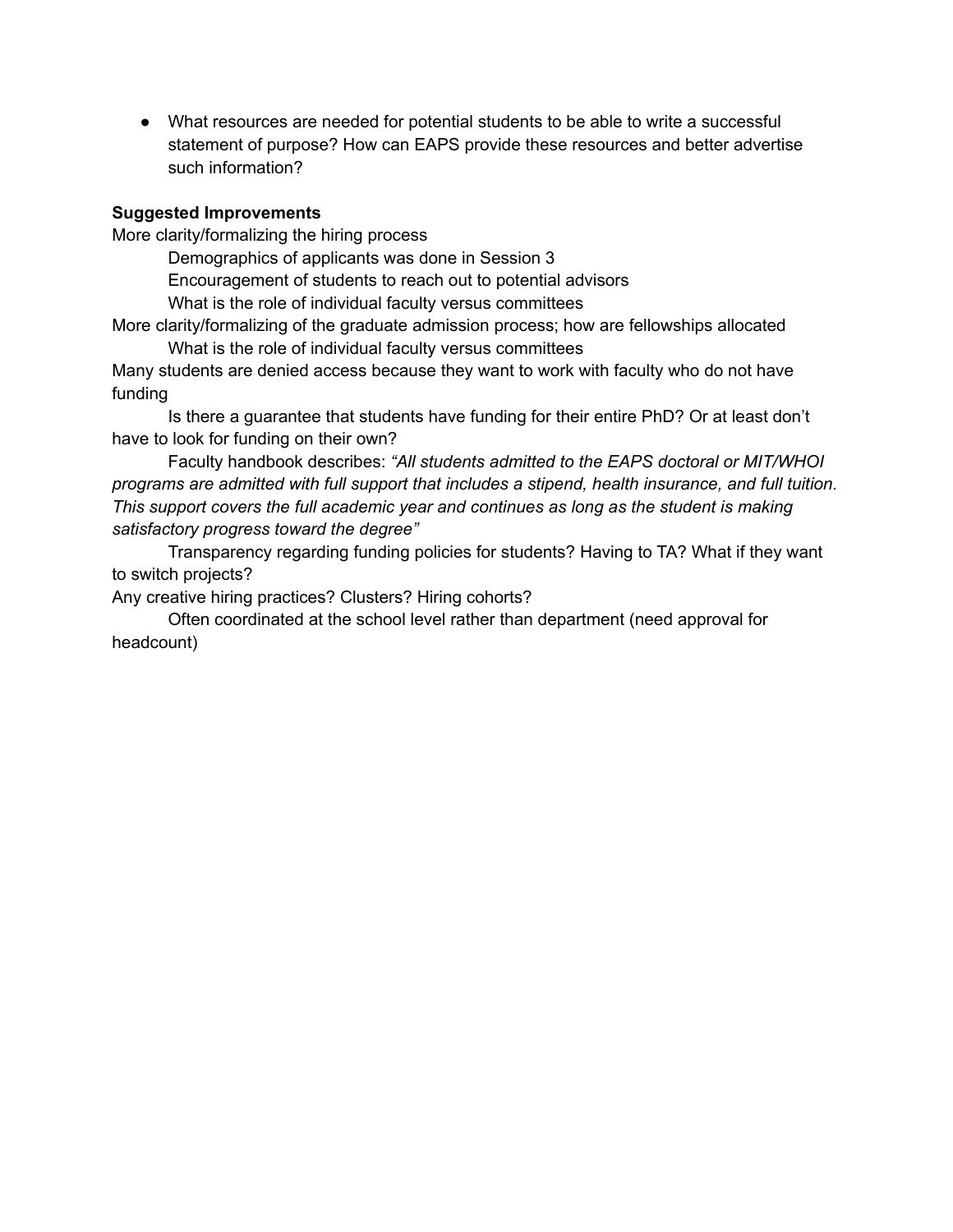- What resources are needed for potential students to be able to write a successful statement of purpose? How can EAPS provide these resources and better advertise such information?

**Suggested Improvements**

More clarity/formalizing the hiring process

- Demographics of applicants was done in Session 3
- Encouragement of students to reach out to potential advisors
- What is the role of individual faculty versus committees

More clarity/formalizing of the graduate admission process; how are fellowships allocated

- What is the role of individual faculty versus committees

Many students are denied access because they want to work with faculty who do not have funding

- Is there a guarantee that students have funding for their entire PhD? Or at least don't have to look for funding on their own?
- Faculty handbook describes: *"All students admitted to the EAPS doctoral or MIT/WHOI programs are admitted with full support that includes a stipend, health insurance, and full tuition. This support covers the full academic year and continues as long as the student is making satisfactory progress toward the degree"*
- Transparency regarding funding policies for students? Having to TA? What if they want to switch projects?

Any creative hiring practices? Clusters? Hiring cohorts?

- Often coordinated at the school level rather than department (need approval for headcount)